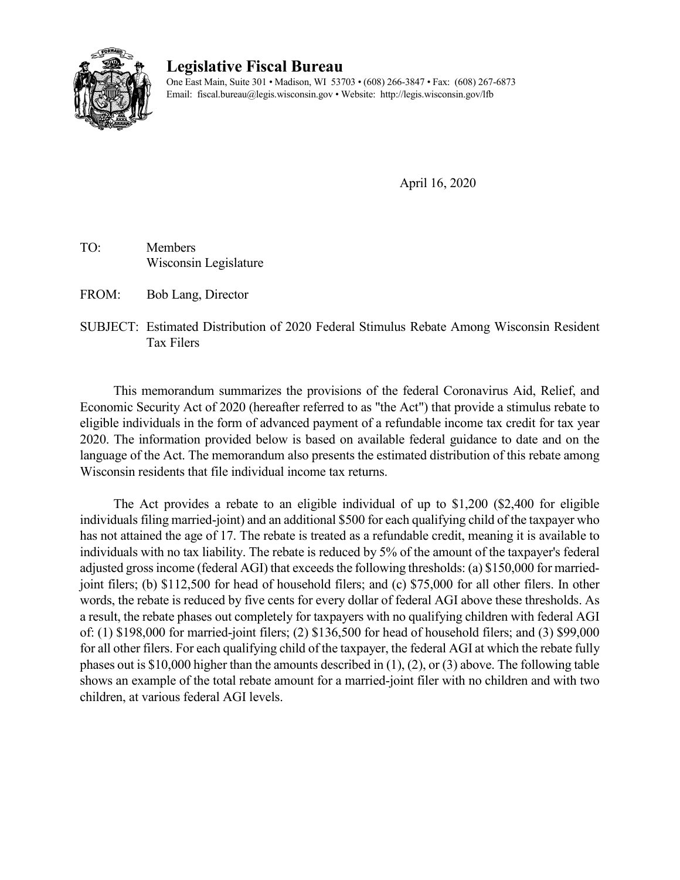# Legislative Fiscal Bureau

One East Main, Suite 301 • Madison, WI 53703 • (608) 266-3847 • Fax: (608) 267-6873
Email: fiscal.bureau@legis.wisconsin.gov • Website: http://legis.wisconsin.gov/lfb

April 16, 2020

TO: Members
Wisconsin Legislature

FROM: Bob Lang, Director

SUBJECT: Estimated Distribution of 2020 Federal Stimulus Rebate Among Wisconsin Resident Tax Filers

This memorandum summarizes the provisions of the federal Coronavirus Aid, Relief, and Economic Security Act of 2020 (hereafter referred to as "the Act") that provide a stimulus rebate to eligible individuals in the form of advanced payment of a refundable income tax credit for tax year 2020. The information provided below is based on available federal guidance to date and on the language of the Act. The memorandum also presents the estimated distribution of this rebate among Wisconsin residents that file individual income tax returns.

The Act provides a rebate to an eligible individual of up to $1,200 ($2,400 for eligible individuals filing married-joint) and an additional $500 for each qualifying child of the taxpayer who has not attained the age of 17. The rebate is treated as a refundable credit, meaning it is available to individuals with no tax liability. The rebate is reduced by 5% of the amount of the taxpayer's federal adjusted gross income (federal AGI) that exceeds the following thresholds: (a) $150,000 for married-joint filers; (b) $112,500 for head of household filers; and (c) $75,000 for all other filers. In other words, the rebate is reduced by five cents for every dollar of federal AGI above these thresholds. As a result, the rebate phases out completely for taxpayers with no qualifying children with federal AGI of: (1) $198,000 for married-joint filers; (2) $136,500 for head of household filers; and (3) $99,000 for all other filers. For each qualifying child of the taxpayer, the federal AGI at which the rebate fully phases out is $10,000 higher than the amounts described in (1), (2), or (3) above. The following table shows an example of the total rebate amount for a married-joint filer with no children and with two children, at various federal AGI levels.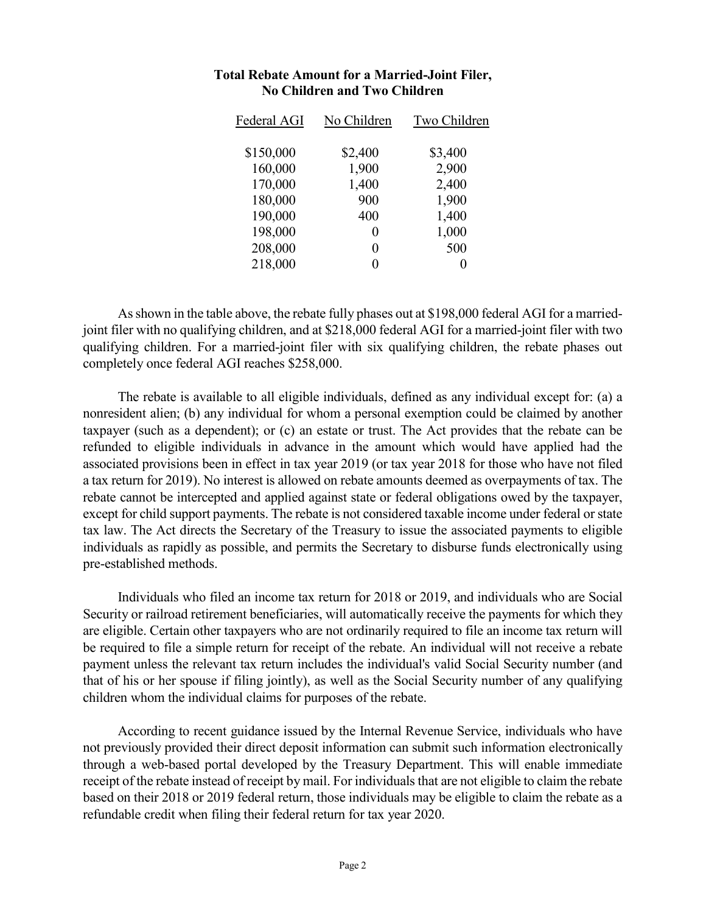**Total Rebate Amount for a Married-Joint Filer, No Children and Two Children**

| Federal AGI | No Children | Two Children |
|---|---|---|
| $150,000 | $2,400 | $3,400 |
| 160,000 | 1,900 | 2,900 |
| 170,000 | 1,400 | 2,400 |
| 180,000 | 900 | 1,900 |
| 190,000 | 400 | 1,400 |
| 198,000 | 0 | 1,000 |
| 208,000 | 0 | 500 |
| 218,000 | 0 | 0 |

As shown in the table above, the rebate fully phases out at $198,000 federal AGI for a married-joint filer with no qualifying children, and at $218,000 federal AGI for a married-joint filer with two qualifying children. For a married-joint filer with six qualifying children, the rebate phases out completely once federal AGI reaches $258,000.

The rebate is available to all eligible individuals, defined as any individual except for: (a) a nonresident alien; (b) any individual for whom a personal exemption could be claimed by another taxpayer (such as a dependent); or (c) an estate or trust. The Act provides that the rebate can be refunded to eligible individuals in advance in the amount which would have applied had the associated provisions been in effect in tax year 2019 (or tax year 2018 for those who have not filed a tax return for 2019). No interest is allowed on rebate amounts deemed as overpayments of tax. The rebate cannot be intercepted and applied against state or federal obligations owed by the taxpayer, except for child support payments. The rebate is not considered taxable income under federal or state tax law. The Act directs the Secretary of the Treasury to issue the associated payments to eligible individuals as rapidly as possible, and permits the Secretary to disburse funds electronically using pre-established methods.

Individuals who filed an income tax return for 2018 or 2019, and individuals who are Social Security or railroad retirement beneficiaries, will automatically receive the payments for which they are eligible. Certain other taxpayers who are not ordinarily required to file an income tax return will be required to file a simple return for receipt of the rebate. An individual will not receive a rebate payment unless the relevant tax return includes the individual's valid Social Security number (and that of his or her spouse if filing jointly), as well as the Social Security number of any qualifying children whom the individual claims for purposes of the rebate.

According to recent guidance issued by the Internal Revenue Service, individuals who have not previously provided their direct deposit information can submit such information electronically through a web-based portal developed by the Treasury Department. This will enable immediate receipt of the rebate instead of receipt by mail. For individuals that are not eligible to claim the rebate based on their 2018 or 2019 federal return, those individuals may be eligible to claim the rebate as a refundable credit when filing their federal return for tax year 2020.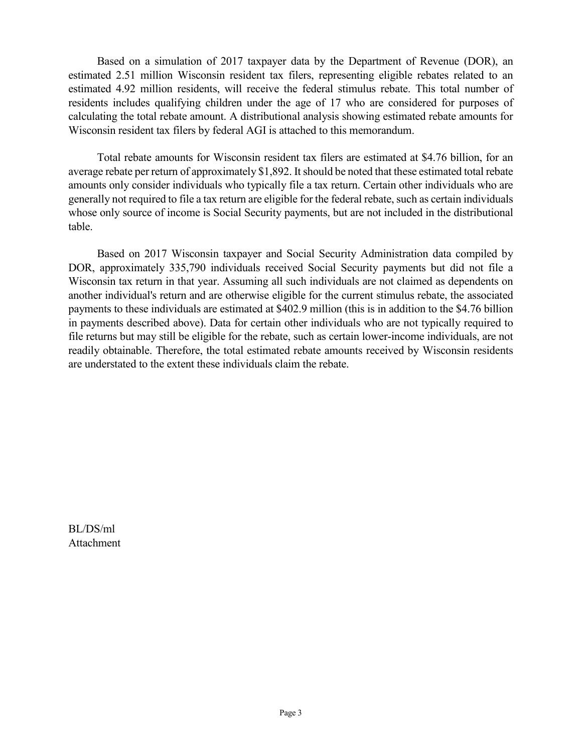Based on a simulation of 2017 taxpayer data by the Department of Revenue (DOR), an estimated 2.51 million Wisconsin resident tax filers, representing eligible rebates related to an estimated 4.92 million residents, will receive the federal stimulus rebate. This total number of residents includes qualifying children under the age of 17 who are considered for purposes of calculating the total rebate amount. A distributional analysis showing estimated rebate amounts for Wisconsin resident tax filers by federal AGI is attached to this memorandum.

Total rebate amounts for Wisconsin resident tax filers are estimated at $4.76 billion, for an average rebate per return of approximately $1,892. It should be noted that these estimated total rebate amounts only consider individuals who typically file a tax return. Certain other individuals who are generally not required to file a tax return are eligible for the federal rebate, such as certain individuals whose only source of income is Social Security payments, but are not included in the distributional table.

Based on 2017 Wisconsin taxpayer and Social Security Administration data compiled by DOR, approximately 335,790 individuals received Social Security payments but did not file a Wisconsin tax return in that year. Assuming all such individuals are not claimed as dependents on another individual's return and are otherwise eligible for the current stimulus rebate, the associated payments to these individuals are estimated at $402.9 million (this is in addition to the $4.76 billion in payments described above). Data for certain other individuals who are not typically required to file returns but may still be eligible for the rebate, such as certain lower-income individuals, are not readily obtainable. Therefore, the total estimated rebate amounts received by Wisconsin residents are understated to the extent these individuals claim the rebate.

BL/DS/ml
Attachment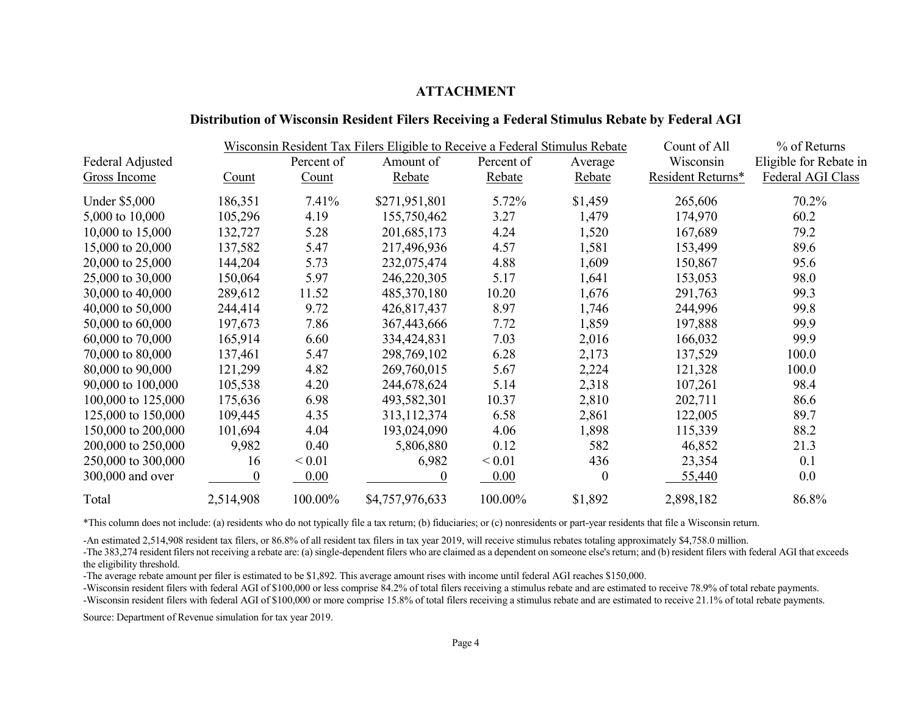# ATTACHMENT

## Distribution of Wisconsin Resident Filers Receiving a Federal Stimulus Rebate by Federal AGI

| Federal Adjusted Gross Income | Wisconsin Resident Tax Filers Eligible to Receive a Federal Stimulus Rebate | | | | | Count of All Wisconsin Resident Returns* | % of Returns Eligible for Rebate in Federal AGI Class |
|---|---|---|---|---|---|---|---|
| | Count | Percent of Count | Amount of Rebate | Percent of Rebate | Average Rebate | | |
| Under $5,000 | 186,351 | 7.41% | $271,951,801 | 5.72% | $1,459 | 265,606 | 70.2% |
| 5,000 to 10,000 | 105,296 | 4.19 | 155,750,462 | 3.27 | 1,479 | 174,970 | 60.2 |
| 10,000 to 15,000 | 132,727 | 5.28 | 201,685,173 | 4.24 | 1,520 | 167,689 | 79.2 |
| 15,000 to 20,000 | 137,582 | 5.47 | 217,496,936 | 4.57 | 1,581 | 153,499 | 89.6 |
| 20,000 to 25,000 | 144,204 | 5.73 | 232,075,474 | 4.88 | 1,609 | 150,867 | 95.6 |
| 25,000 to 30,000 | 150,064 | 5.97 | 246,220,305 | 5.17 | 1,641 | 153,053 | 98.0 |
| 30,000 to 40,000 | 289,612 | 11.52 | 485,370,180 | 10.20 | 1,676 | 291,763 | 99.3 |
| 40,000 to 50,000 | 244,414 | 9.72 | 426,817,437 | 8.97 | 1,746 | 244,996 | 99.8 |
| 50,000 to 60,000 | 197,673 | 7.86 | 367,443,666 | 7.72 | 1,859 | 197,888 | 99.9 |
| 60,000 to 70,000 | 165,914 | 6.60 | 334,424,831 | 7.03 | 2,016 | 166,032 | 99.9 |
| 70,000 to 80,000 | 137,461 | 5.47 | 298,769,102 | 6.28 | 2,173 | 137,529 | 100.0 |
| 80,000 to 90,000 | 121,299 | 4.82 | 269,760,015 | 5.67 | 2,224 | 121,328 | 100.0 |
| 90,000 to 100,000 | 105,538 | 4.20 | 244,678,624 | 5.14 | 2,318 | 107,261 | 98.4 |
| 100,000 to 125,000 | 175,636 | 6.98 | 493,582,301 | 10.37 | 2,810 | 202,711 | 86.6 |
| 125,000 to 150,000 | 109,445 | 4.35 | 313,112,374 | 6.58 | 2,861 | 122,005 | 89.7 |
| 150,000 to 200,000 | 101,694 | 4.04 | 193,024,090 | 4.06 | 1,898 | 115,339 | 88.2 |
| 200,000 to 250,000 | 9,982 | 0.40 | 5,806,880 | 0.12 | 582 | 46,852 | 21.3 |
| 250,000 to 300,000 | 16 | < 0.01 | 6,982 | < 0.01 | 436 | 23,354 | 0.1 |
| 300,000 and over | 0 | 0.00 | 0 | 0.00 | 0 | 55,440 | 0.0 |
| Total | 2,514,908 | 100.00% | $4,757,976,633 | 100.00% | $1,892 | 2,898,182 | 86.8% |

*This column does not include: (a) residents who do not typically file a tax return; (b) fiduciaries; or (c) nonresidents or part-year residents that file a Wisconsin return.

-An estimated 2,514,908 resident tax filers, or 86.8% of all resident tax filers in tax year 2019, will receive stimulus rebates totaling approximately $4,758.0 million.

-The 383,274 resident filers not receiving a rebate are: (a) single-dependent filers who are claimed as a dependent on someone else's return; and (b) resident filers with federal AGI that exceeds the eligibility threshold.

-The average rebate amount per filer is estimated to be $1,892. This average amount rises with income until federal AGI reaches $150,000.

-Wisconsin resident filers with federal AGI of $100,000 or less comprise 84.2% of total filers receiving a stimulus rebate and are estimated to receive 78.9% of total rebate payments.

-Wisconsin resident filers with federal AGI of $100,000 or more comprise 15.8% of total filers receiving a stimulus rebate and are estimated to receive 21.1% of total rebate payments.

Source: Department of Revenue simulation for tax year 2019.